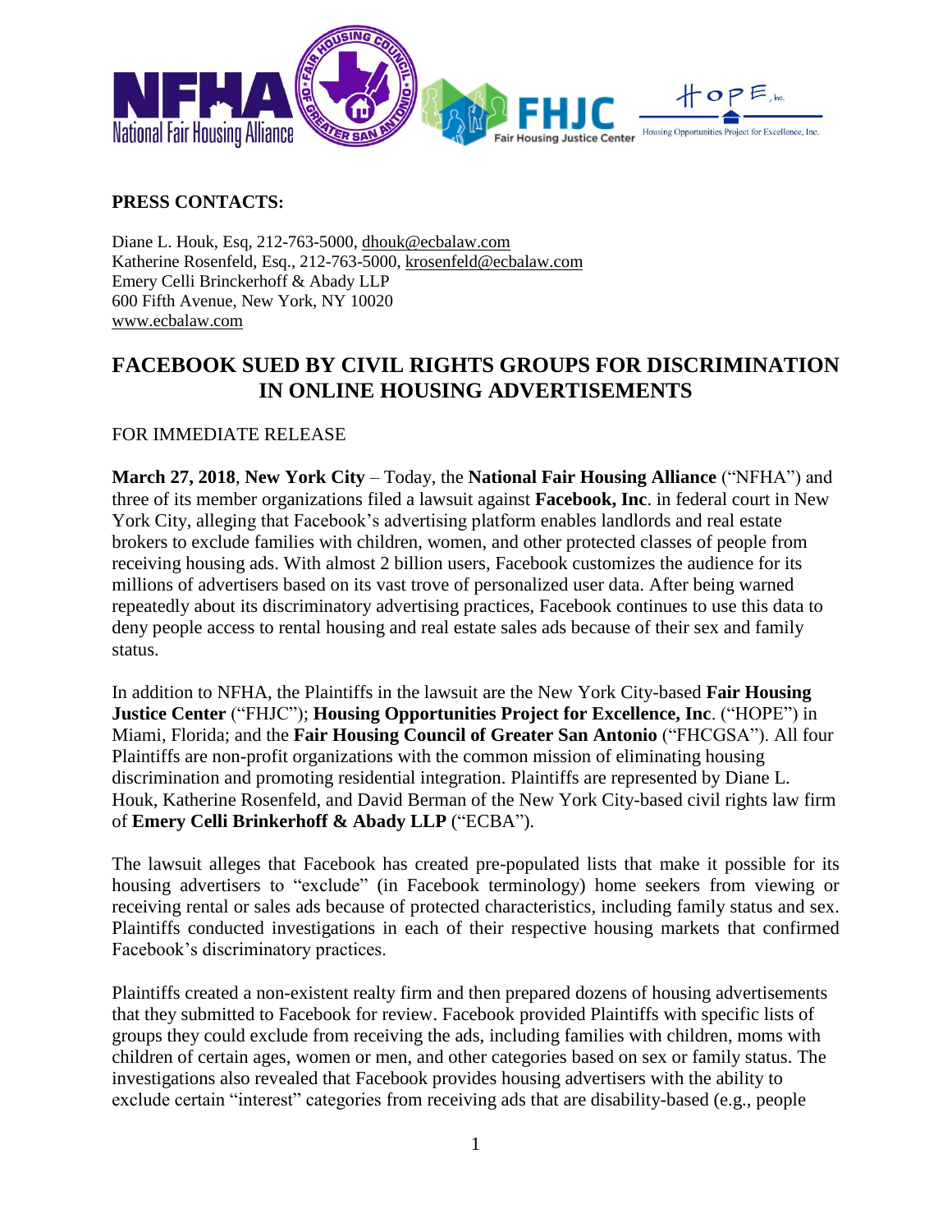**PRESS CONTACTS:**

Diane L. Houk, Esq, 212-763-5000, dhouk@ecbalaw.com
Katherine Rosenfeld, Esq., 212-763-5000, krosenfeld@ecbalaw.com
Emery Celli Brinckerhoff & Abady LLP
600 Fifth Avenue, New York, NY 10020
www.ecbalaw.com

# FACEBOOK SUED BY CIVIL RIGHTS GROUPS FOR DISCRIMINATION IN ONLINE HOUSING ADVERTISEMENTS

FOR IMMEDIATE RELEASE

**March 27, 2018**, **New York City** – Today, the **National Fair Housing Alliance** ("NFHA") and three of its member organizations filed a lawsuit against **Facebook, Inc**. in federal court in New York City, alleging that Facebook's advertising platform enables landlords and real estate brokers to exclude families with children, women, and other protected classes of people from receiving housing ads. With almost 2 billion users, Facebook customizes the audience for its millions of advertisers based on its vast trove of personalized user data. After being warned repeatedly about its discriminatory advertising practices, Facebook continues to use this data to deny people access to rental housing and real estate sales ads because of their sex and family status.

In addition to NFHA, the Plaintiffs in the lawsuit are the New York City-based **Fair Housing Justice Center** ("FHJC"); **Housing Opportunities Project for Excellence, Inc**. ("HOPE") in Miami, Florida; and the **Fair Housing Council of Greater San Antonio** ("FHCGSA"). All four Plaintiffs are non-profit organizations with the common mission of eliminating housing discrimination and promoting residential integration. Plaintiffs are represented by Diane L. Houk, Katherine Rosenfeld, and David Berman of the New York City-based civil rights law firm of **Emery Celli Brinkerhoff & Abady LLP** ("ECBA").

The lawsuit alleges that Facebook has created pre-populated lists that make it possible for its housing advertisers to "exclude" (in Facebook terminology) home seekers from viewing or receiving rental or sales ads because of protected characteristics, including family status and sex. Plaintiffs conducted investigations in each of their respective housing markets that confirmed Facebook's discriminatory practices.

Plaintiffs created a non-existent realty firm and then prepared dozens of housing advertisements that they submitted to Facebook for review. Facebook provided Plaintiffs with specific lists of groups they could exclude from receiving the ads, including families with children, moms with children of certain ages, women or men, and other categories based on sex or family status. The investigations also revealed that Facebook provides housing advertisers with the ability to exclude certain "interest" categories from receiving ads that are disability-based (e.g., people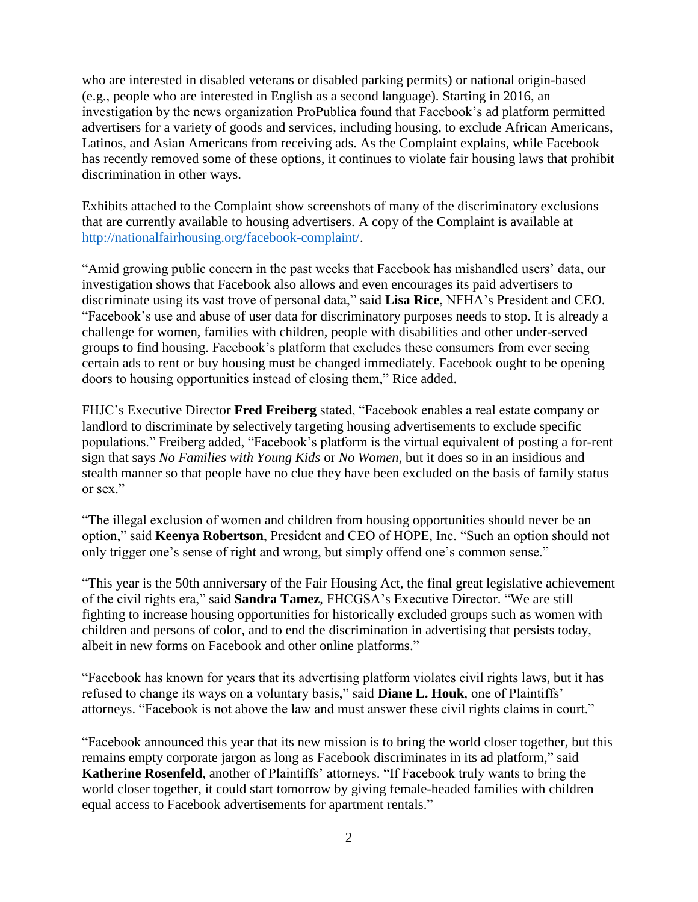who are interested in disabled veterans or disabled parking permits) or national origin-based (e.g., people who are interested in English as a second language). Starting in 2016, an investigation by the news organization ProPublica found that Facebook's ad platform permitted advertisers for a variety of goods and services, including housing, to exclude African Americans, Latinos, and Asian Americans from receiving ads. As the Complaint explains, while Facebook has recently removed some of these options, it continues to violate fair housing laws that prohibit discrimination in other ways.

Exhibits attached to the Complaint show screenshots of many of the discriminatory exclusions that are currently available to housing advertisers. A copy of the Complaint is available at [http://nationalfairhousing.org/facebook-complaint/](http://nationalfairhousing.org/facebook-complaint/).

"Amid growing public concern in the past weeks that Facebook has mishandled users' data, our investigation shows that Facebook also allows and even encourages its paid advertisers to discriminate using its vast trove of personal data," said **Lisa Rice**, NFHA's President and CEO. "Facebook's use and abuse of user data for discriminatory purposes needs to stop. It is already a challenge for women, families with children, people with disabilities and other under-served groups to find housing. Facebook's platform that excludes these consumers from ever seeing certain ads to rent or buy housing must be changed immediately. Facebook ought to be opening doors to housing opportunities instead of closing them," Rice added.

FHJC's Executive Director **Fred Freiberg** stated, "Facebook enables a real estate company or landlord to discriminate by selectively targeting housing advertisements to exclude specific populations." Freiberg added, "Facebook's platform is the virtual equivalent of posting a for-rent sign that says *No Families with Young Kids* or *No Women*, but it does so in an insidious and stealth manner so that people have no clue they have been excluded on the basis of family status or sex."

"The illegal exclusion of women and children from housing opportunities should never be an option," said **Keenya Robertson**, President and CEO of HOPE, Inc. "Such an option should not only trigger one's sense of right and wrong, but simply offend one's common sense."

"This year is the 50th anniversary of the Fair Housing Act, the final great legislative achievement of the civil rights era," said **Sandra Tamez**, FHCGSA's Executive Director. "We are still fighting to increase housing opportunities for historically excluded groups such as women with children and persons of color, and to end the discrimination in advertising that persists today, albeit in new forms on Facebook and other online platforms."

"Facebook has known for years that its advertising platform violates civil rights laws, but it has refused to change its ways on a voluntary basis," said **Diane L. Houk**, one of Plaintiffs' attorneys. "Facebook is not above the law and must answer these civil rights claims in court."

"Facebook announced this year that its new mission is to bring the world closer together, but this remains empty corporate jargon as long as Facebook discriminates in its ad platform," said **Katherine Rosenfeld**, another of Plaintiffs' attorneys. "If Facebook truly wants to bring the world closer together, it could start tomorrow by giving female-headed families with children equal access to Facebook advertisements for apartment rentals."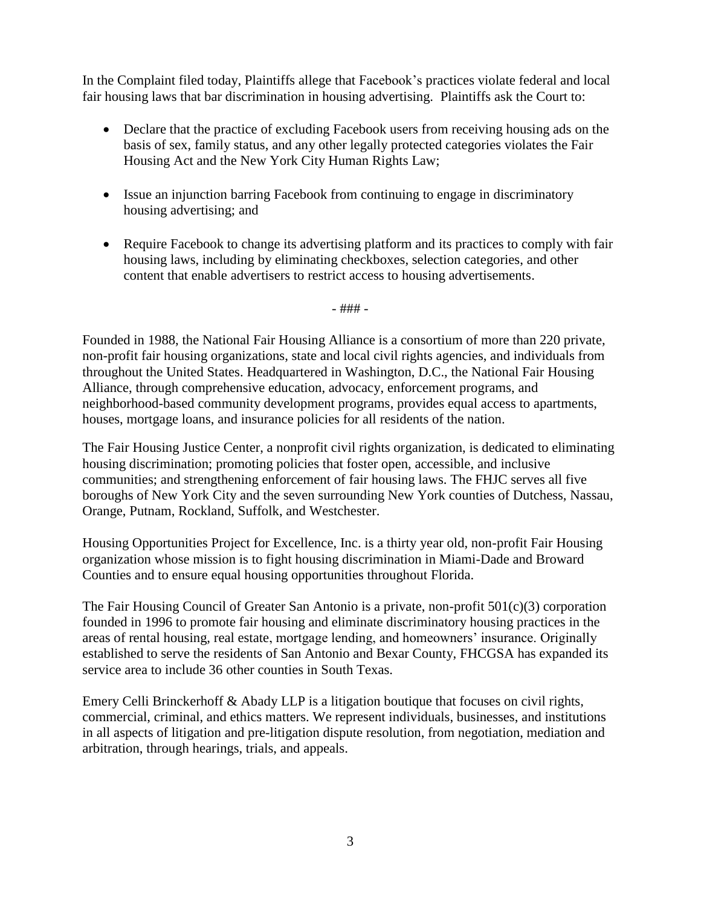In the Complaint filed today, Plaintiffs allege that Facebook's practices violate federal and local fair housing laws that bar discrimination in housing advertising. Plaintiffs ask the Court to:

- Declare that the practice of excluding Facebook users from receiving housing ads on the basis of sex, family status, and any other legally protected categories violates the Fair Housing Act and the New York City Human Rights Law;
- Issue an injunction barring Facebook from continuing to engage in discriminatory housing advertising; and
- Require Facebook to change its advertising platform and its practices to comply with fair housing laws, including by eliminating checkboxes, selection categories, and other content that enable advertisers to restrict access to housing advertisements.

- ### -

Founded in 1988, the National Fair Housing Alliance is a consortium of more than 220 private, non-profit fair housing organizations, state and local civil rights agencies, and individuals from throughout the United States. Headquartered in Washington, D.C., the National Fair Housing Alliance, through comprehensive education, advocacy, enforcement programs, and neighborhood-based community development programs, provides equal access to apartments, houses, mortgage loans, and insurance policies for all residents of the nation.

The Fair Housing Justice Center, a nonprofit civil rights organization, is dedicated to eliminating housing discrimination; promoting policies that foster open, accessible, and inclusive communities; and strengthening enforcement of fair housing laws. The FHJC serves all five boroughs of New York City and the seven surrounding New York counties of Dutchess, Nassau, Orange, Putnam, Rockland, Suffolk, and Westchester.

Housing Opportunities Project for Excellence, Inc. is a thirty year old, non-profit Fair Housing organization whose mission is to fight housing discrimination in Miami-Dade and Broward Counties and to ensure equal housing opportunities throughout Florida.

The Fair Housing Council of Greater San Antonio is a private, non-profit 501(c)(3) corporation founded in 1996 to promote fair housing and eliminate discriminatory housing practices in the areas of rental housing, real estate, mortgage lending, and homeowners' insurance. Originally established to serve the residents of San Antonio and Bexar County, FHCGSA has expanded its service area to include 36 other counties in South Texas.

Emery Celli Brinckerhoff & Abady LLP is a litigation boutique that focuses on civil rights, commercial, criminal, and ethics matters. We represent individuals, businesses, and institutions in all aspects of litigation and pre-litigation dispute resolution, from negotiation, mediation and arbitration, through hearings, trials, and appeals.